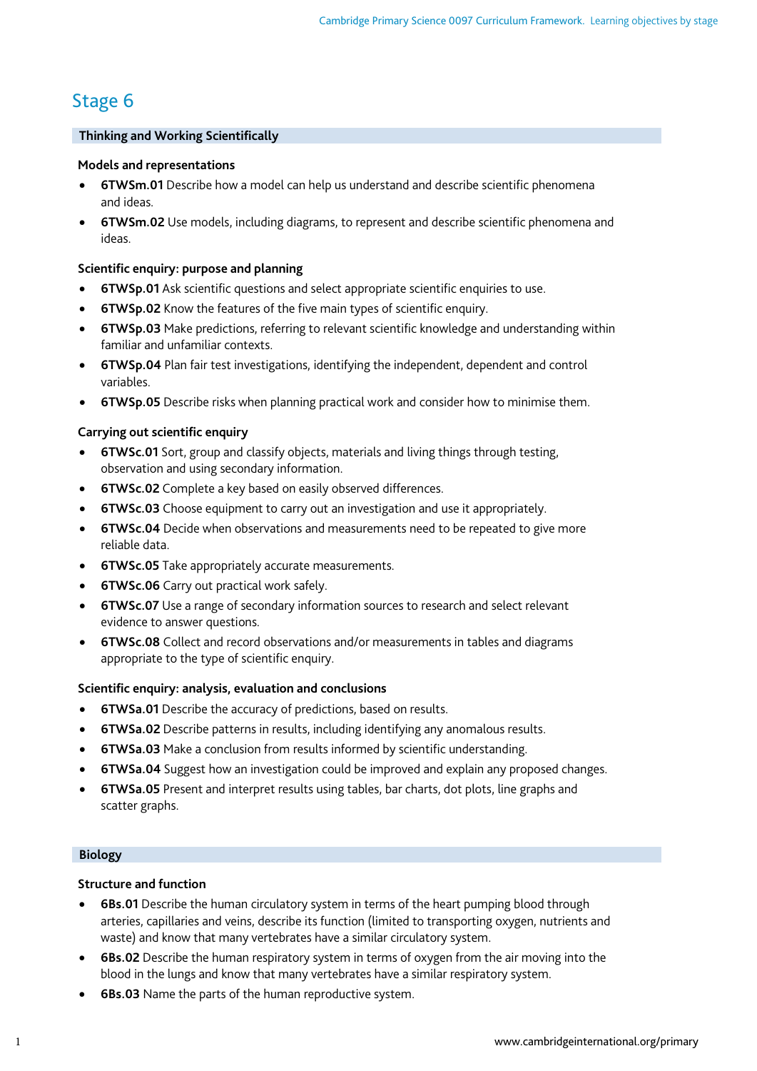# Stage 6

## Thinking and Working Scientifically

### Models and representations

- **6TWSm.01** Describe how a model can help us understand and describe scientific phenomena and ideas.
- **6TWSm.02** Use models, including diagrams, to represent and describe scientific phenomena and ideas.

### Scientific enquiry: purpose and planning

- **6TWSp.01** Ask scientific questions and select appropriate scientific enquiries to use.
- **6TWSp.02** Know the features of the five main types of scientific enquiry.
- **6TWSp.03** Make predictions, referring to relevant scientific knowledge and understanding within familiar and unfamiliar contexts.
- **6TWSp.04** Plan fair test investigations, identifying the independent, dependent and control variables.
- **6TWSp.05** Describe risks when planning practical work and consider how to minimise them.

### Carrying out scientific enquiry

- **6TWSc.01** Sort, group and classify objects, materials and living things through testing, observation and using secondary information.
- **6TWSc.02** Complete a key based on easily observed differences.
- **6TWSc.03** Choose equipment to carry out an investigation and use it appropriately.
- **6TWSc.04** Decide when observations and measurements need to be repeated to give more reliable data.
- **6TWSc.05** Take appropriately accurate measurements.
- **6TWSc.06** Carry out practical work safely.
- **6TWSc.07** Use a range of secondary information sources to research and select relevant evidence to answer questions.
- **6TWSc.08** Collect and record observations and/or measurements in tables and diagrams appropriate to the type of scientific enquiry.

### Scientific enquiry: analysis, evaluation and conclusions

- **6TWSa.01** Describe the accuracy of predictions, based on results.
- **6TWSa.02** Describe patterns in results, including identifying any anomalous results.
- **6TWSa.03** Make a conclusion from results informed by scientific understanding.
- **6TWSa.04** Suggest how an investigation could be improved and explain any proposed changes.
- **6TWSa.05** Present and interpret results using tables, bar charts, dot plots, line graphs and scatter graphs.

## Biology

### Structure and function

- **6Bs.01** Describe the human circulatory system in terms of the heart pumping blood through arteries, capillaries and veins, describe its function (limited to transporting oxygen, nutrients and waste) and know that many vertebrates have a similar circulatory system.
- **6Bs.02** Describe the human respiratory system in terms of oxygen from the air moving into the blood in the lungs and know that many vertebrates have a similar respiratory system.
- **6Bs.03** Name the parts of the human reproductive system.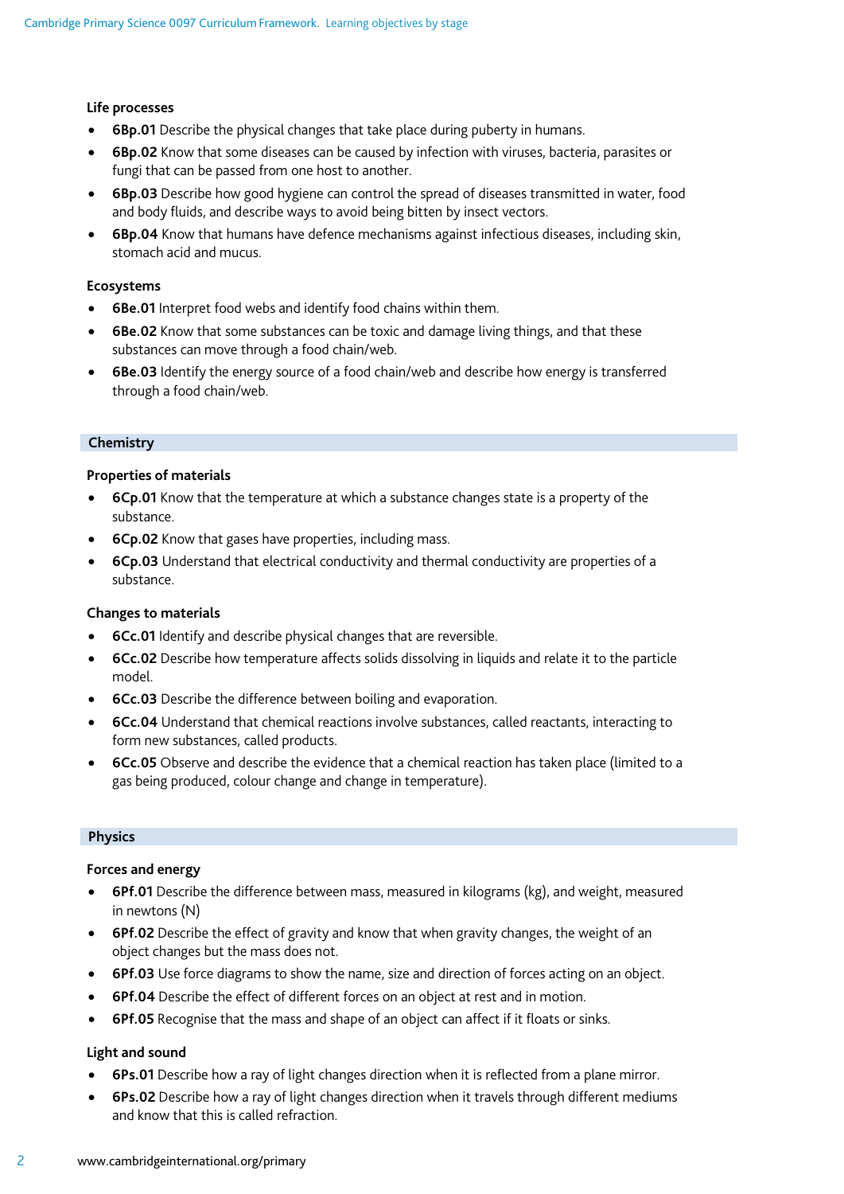#### Life processes

- **6Bp.01** Describe the physical changes that take place during puberty in humans.
- **6Bp.02** Know that some diseases can be caused by infection with viruses, bacteria, parasites or fungi that can be passed from one host to another.
- **6Bp.03** Describe how good hygiene can control the spread of diseases transmitted in water, food and body fluids, and describe ways to avoid being bitten by insect vectors.
- **6Bp.04** Know that humans have defence mechanisms against infectious diseases, including skin, stomach acid and mucus.

#### Ecosystems

- **6Be.01** Interpret food webs and identify food chains within them.
- **6Be.02** Know that some substances can be toxic and damage living things, and that these substances can move through a food chain/web.
- **6Be.03** Identify the energy source of a food chain/web and describe how energy is transferred through a food chain/web.

### Chemistry

#### Properties of materials

- **6Cp.01** Know that the temperature at which a substance changes state is a property of the substance.
- **6Cp.02** Know that gases have properties, including mass.
- **6Cp.03** Understand that electrical conductivity and thermal conductivity are properties of a substance.

#### Changes to materials

- **6Cc.01** Identify and describe physical changes that are reversible.
- **6Cc.02** Describe how temperature affects solids dissolving in liquids and relate it to the particle model.
- **6Cc.03** Describe the difference between boiling and evaporation.
- **6Cc.04** Understand that chemical reactions involve substances, called reactants, interacting to form new substances, called products.
- **6Cc.05** Observe and describe the evidence that a chemical reaction has taken place (limited to a gas being produced, colour change and change in temperature).

### Physics

#### Forces and energy

- **6Pf.01** Describe the difference between mass, measured in kilograms (kg), and weight, measured in newtons (N)
- **6Pf.02** Describe the effect of gravity and know that when gravity changes, the weight of an object changes but the mass does not.
- **6Pf.03** Use force diagrams to show the name, size and direction of forces acting on an object.
- **6Pf.04** Describe the effect of different forces on an object at rest and in motion.
- **6Pf.05** Recognise that the mass and shape of an object can affect if it floats or sinks.

#### Light and sound

- **6Ps.01** Describe how a ray of light changes direction when it is reflected from a plane mirror.
- **6Ps.02** Describe how a ray of light changes direction when it travels through different mediums and know that this is called refraction.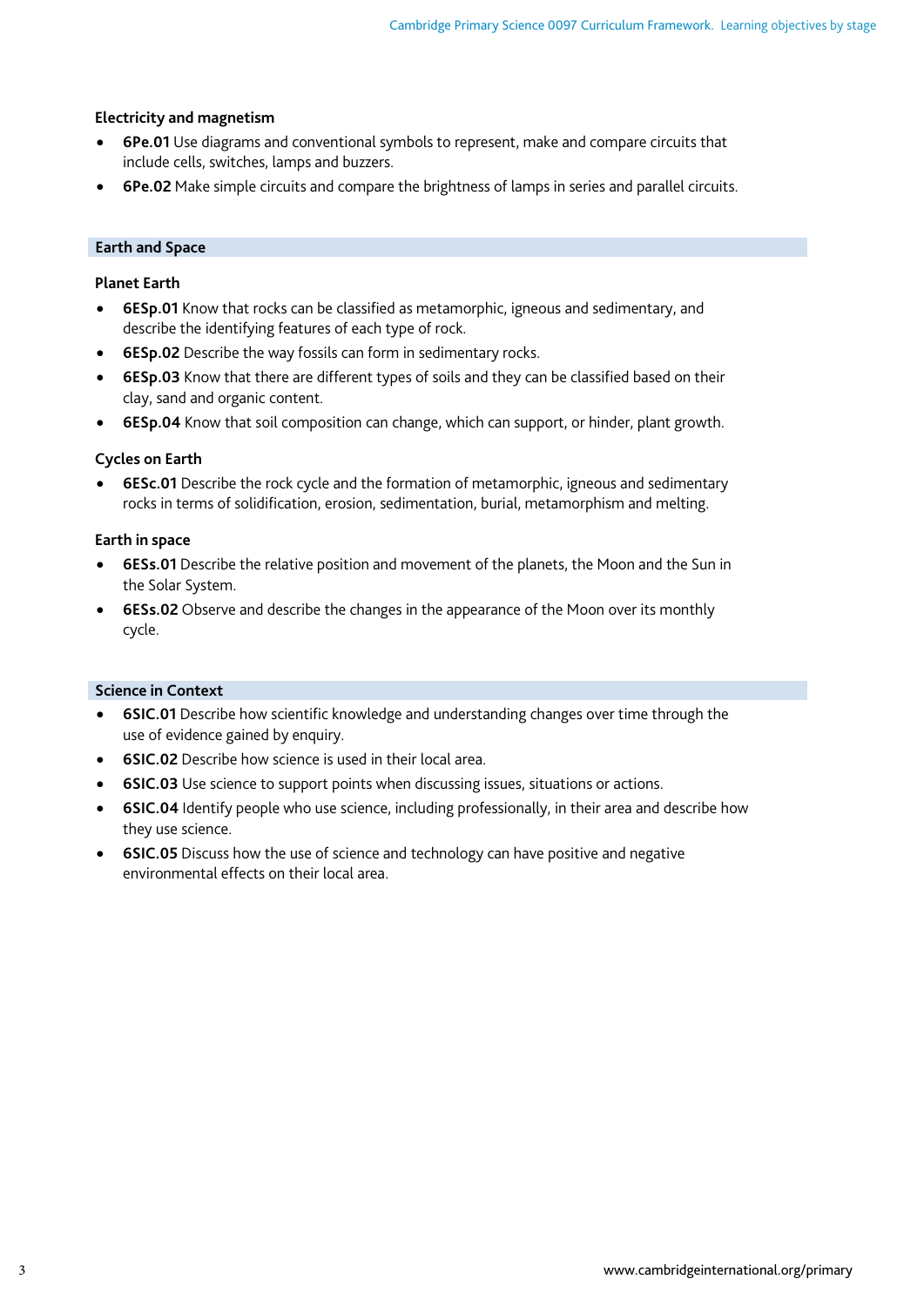#### Electricity and magnetism

- **6Pe.01** Use diagrams and conventional symbols to represent, make and compare circuits that include cells, switches, lamps and buzzers.
- **6Pe.02** Make simple circuits and compare the brightness of lamps in series and parallel circuits.

### Earth and Space

#### Planet Earth

- **6ESp.01** Know that rocks can be classified as metamorphic, igneous and sedimentary, and describe the identifying features of each type of rock.
- **6ESp.02** Describe the way fossils can form in sedimentary rocks.
- **6ESp.03** Know that there are different types of soils and they can be classified based on their clay, sand and organic content.
- **6ESp.04** Know that soil composition can change, which can support, or hinder, plant growth.

#### Cycles on Earth

- **6ESc.01** Describe the rock cycle and the formation of metamorphic, igneous and sedimentary rocks in terms of solidification, erosion, sedimentation, burial, metamorphism and melting.

#### Earth in space

- **6ESs.01** Describe the relative position and movement of the planets, the Moon and the Sun in the Solar System.
- **6ESs.02** Observe and describe the changes in the appearance of the Moon over its monthly cycle.

### Science in Context

- **6SIC.01** Describe how scientific knowledge and understanding changes over time through the use of evidence gained by enquiry.
- **6SIC.02** Describe how science is used in their local area.
- **6SIC.03** Use science to support points when discussing issues, situations or actions.
- **6SIC.04** Identify people who use science, including professionally, in their area and describe how they use science.
- **6SIC.05** Discuss how the use of science and technology can have positive and negative environmental effects on their local area.